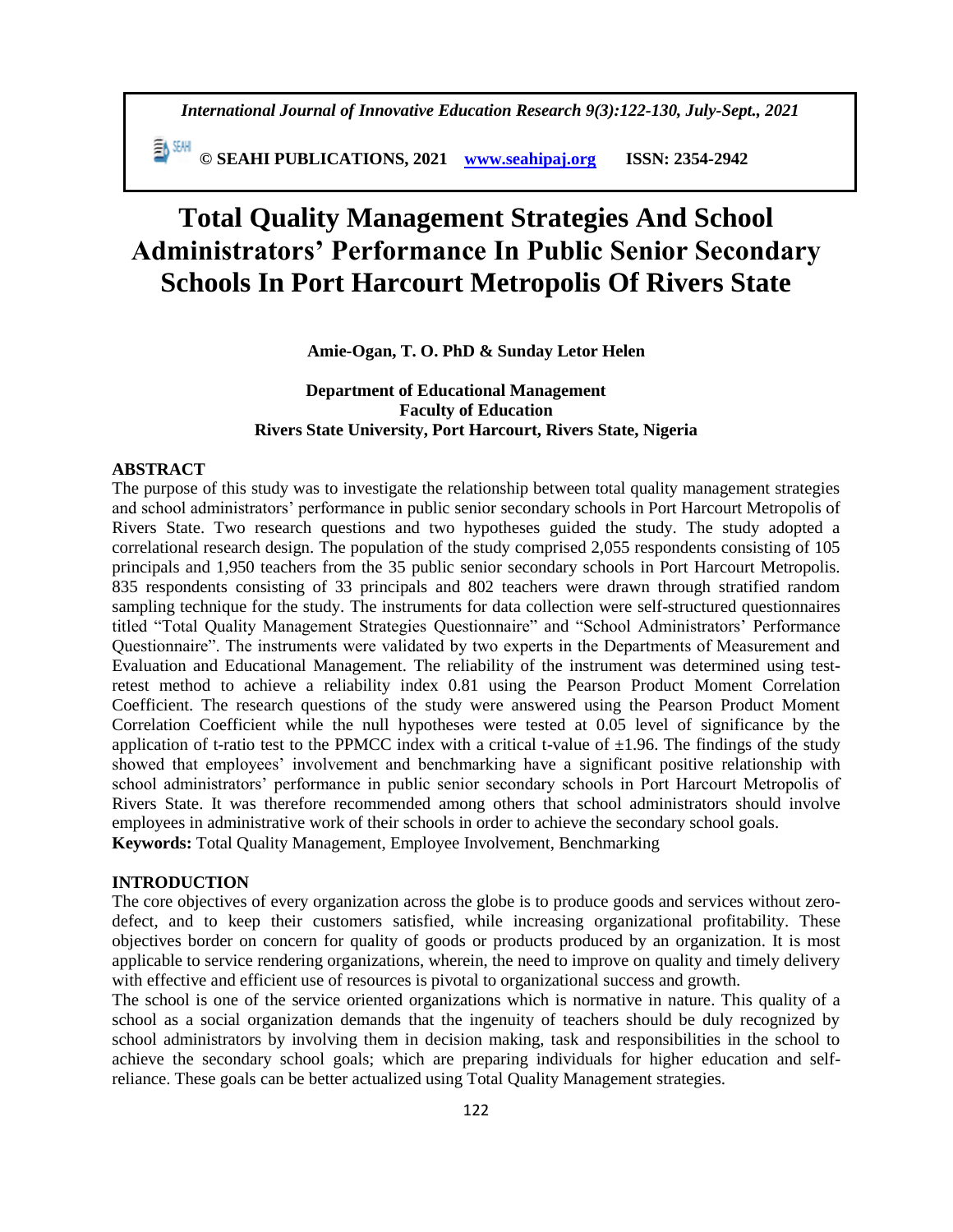# Total Quality Management Strategies And School Administrators' Performance In Public Senior Secondary Schools In Port Harcourt Metropolis Of Rivers State

**Amie-Ogan, T. O. PhD & Sunday Letor Helen**

**Department of Educational Management**
**Faculty of Education**
**Rivers State University, Port Harcourt, Rivers State, Nigeria**

## ABSTRACT

The purpose of this study was to investigate the relationship between total quality management strategies and school administrators' performance in public senior secondary schools in Port Harcourt Metropolis of Rivers State. Two research questions and two hypotheses guided the study. The study adopted a correlational research design. The population of the study comprised 2,055 respondents consisting of 105 principals and 1,950 teachers from the 35 public senior secondary schools in Port Harcourt Metropolis. 835 respondents consisting of 33 principals and 802 teachers were drawn through stratified random sampling technique for the study. The instruments for data collection were self-structured questionnaires titled "Total Quality Management Strategies Questionnaire" and "School Administrators' Performance Questionnaire". The instruments were validated by two experts in the Departments of Measurement and Evaluation and Educational Management. The reliability of the instrument was determined using test-retest method to achieve a reliability index 0.81 using the Pearson Product Moment Correlation Coefficient. The research questions of the study were answered using the Pearson Product Moment Correlation Coefficient while the null hypotheses were tested at 0.05 level of significance by the application of t-ratio test to the PPMCC index with a critical t-value of $\pm 1.96$. The findings of the study showed that employees' involvement and benchmarking have a significant positive relationship with school administrators' performance in public senior secondary schools in Port Harcourt Metropolis of Rivers State. It was therefore recommended among others that school administrators should involve employees in administrative work of their schools in order to achieve the secondary school goals.

**Keywords:** Total Quality Management, Employee Involvement, Benchmarking

## INTRODUCTION

The core objectives of every organization across the globe is to produce goods and services without zero-defect, and to keep their customers satisfied, while increasing organizational profitability. These objectives border on concern for quality of goods or products produced by an organization. It is most applicable to service rendering organizations, wherein, the need to improve on quality and timely delivery with effective and efficient use of resources is pivotal to organizational success and growth.

The school is one of the service oriented organizations which is normative in nature. This quality of a school as a social organization demands that the ingenuity of teachers should be duly recognized by school administrators by involving them in decision making, task and responsibilities in the school to achieve the secondary school goals; which are preparing individuals for higher education and self-reliance. These goals can be better actualized using Total Quality Management strategies.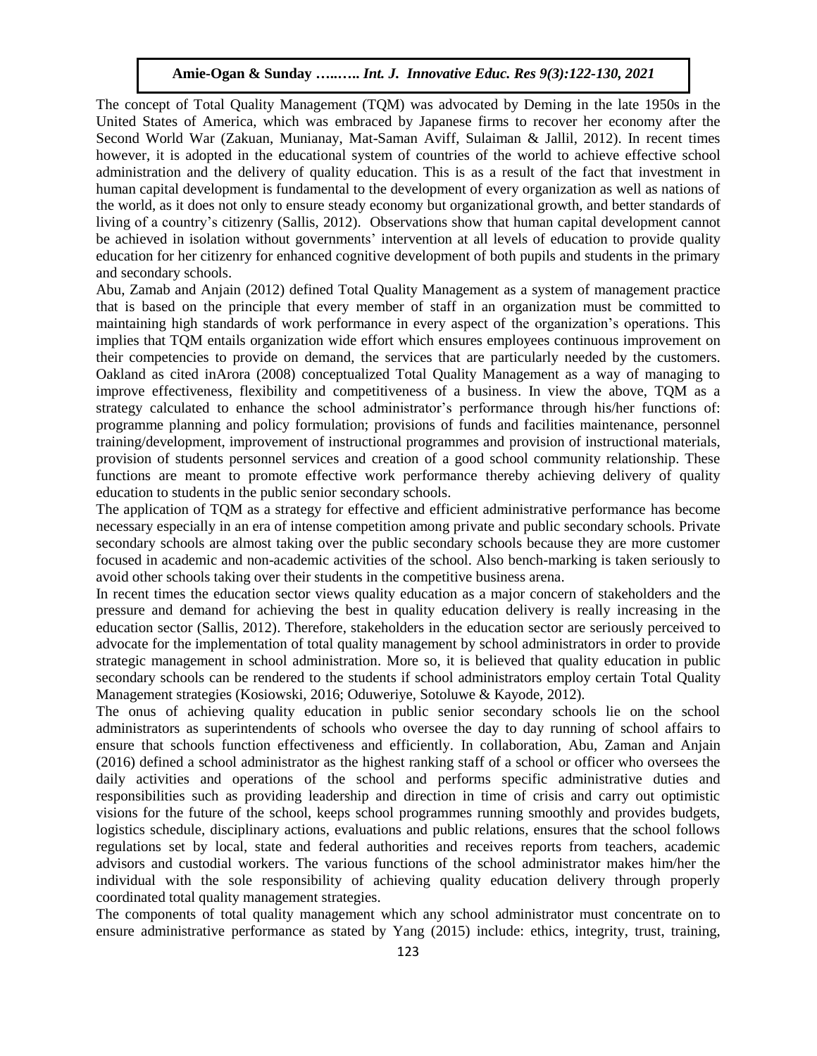The concept of Total Quality Management (TQM) was advocated by Deming in the late 1950s in the United States of America, which was embraced by Japanese firms to recover her economy after the Second World War (Zakuan, Munianay, Mat-Saman Aviff, Sulaiman & Jallil, 2012). In recent times however, it is adopted in the educational system of countries of the world to achieve effective school administration and the delivery of quality education. This is as a result of the fact that investment in human capital development is fundamental to the development of every organization as well as nations of the world, as it does not only to ensure steady economy but organizational growth, and better standards of living of a country's citizenry (Sallis, 2012). Observations show that human capital development cannot be achieved in isolation without governments' intervention at all levels of education to provide quality education for her citizenry for enhanced cognitive development of both pupils and students in the primary and secondary schools.

Abu, Zamab and Anjain (2012) defined Total Quality Management as a system of management practice that is based on the principle that every member of staff in an organization must be committed to maintaining high standards of work performance in every aspect of the organization's operations. This implies that TQM entails organization wide effort which ensures employees continuous improvement on their competencies to provide on demand, the services that are particularly needed by the customers. Oakland as cited inArora (2008) conceptualized Total Quality Management as a way of managing to improve effectiveness, flexibility and competitiveness of a business. In view the above, TQM as a strategy calculated to enhance the school administrator's performance through his/her functions of: programme planning and policy formulation; provisions of funds and facilities maintenance, personnel training/development, improvement of instructional programmes and provision of instructional materials, provision of students personnel services and creation of a good school community relationship. These functions are meant to promote effective work performance thereby achieving delivery of quality education to students in the public senior secondary schools.

The application of TQM as a strategy for effective and efficient administrative performance has become necessary especially in an era of intense competition among private and public secondary schools. Private secondary schools are almost taking over the public secondary schools because they are more customer focused in academic and non-academic activities of the school. Also bench-marking is taken seriously to avoid other schools taking over their students in the competitive business arena.

In recent times the education sector views quality education as a major concern of stakeholders and the pressure and demand for achieving the best in quality education delivery is really increasing in the education sector (Sallis, 2012). Therefore, stakeholders in the education sector are seriously perceived to advocate for the implementation of total quality management by school administrators in order to provide strategic management in school administration. More so, it is believed that quality education in public secondary schools can be rendered to the students if school administrators employ certain Total Quality Management strategies (Kosiowski, 2016; Oduweriye, Sotoluwe & Kayode, 2012).

The onus of achieving quality education in public senior secondary schools lie on the school administrators as superintendents of schools who oversee the day to day running of school affairs to ensure that schools function effectiveness and efficiently. In collaboration, Abu, Zaman and Anjain (2016) defined a school administrator as the highest ranking staff of a school or officer who oversees the daily activities and operations of the school and performs specific administrative duties and responsibilities such as providing leadership and direction in time of crisis and carry out optimistic visions for the future of the school, keeps school programmes running smoothly and provides budgets, logistics schedule, disciplinary actions, evaluations and public relations, ensures that the school follows regulations set by local, state and federal authorities and receives reports from teachers, academic advisors and custodial workers. The various functions of the school administrator makes him/her the individual with the sole responsibility of achieving quality education delivery through properly coordinated total quality management strategies.

The components of total quality management which any school administrator must concentrate on to ensure administrative performance as stated by Yang (2015) include: ethics, integrity, trust, training,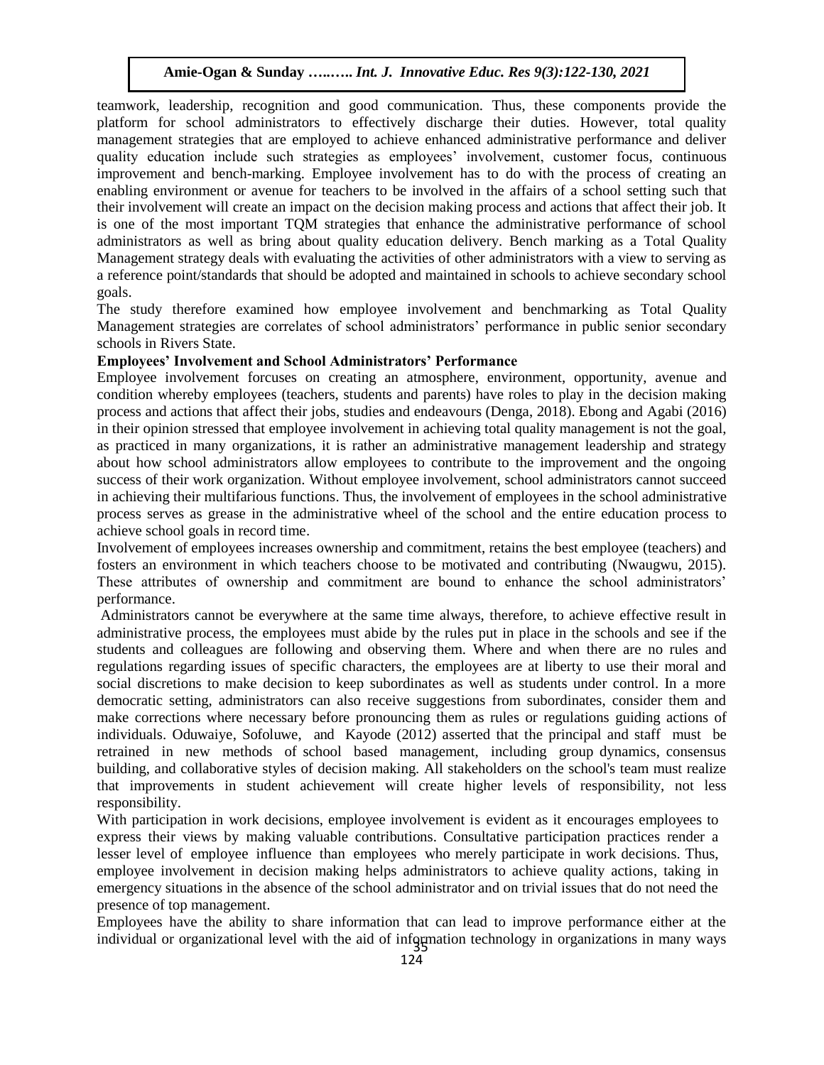teamwork, leadership, recognition and good communication. Thus, these components provide the platform for school administrators to effectively discharge their duties. However, total quality management strategies that are employed to achieve enhanced administrative performance and deliver quality education include such strategies as employees' involvement, customer focus, continuous improvement and bench-marking. Employee involvement has to do with the process of creating an enabling environment or avenue for teachers to be involved in the affairs of a school setting such that their involvement will create an impact on the decision making process and actions that affect their job. It is one of the most important TQM strategies that enhance the administrative performance of school administrators as well as bring about quality education delivery. Bench marking as a Total Quality Management strategy deals with evaluating the activities of other administrators with a view to serving as a reference point/standards that should be adopted and maintained in schools to achieve secondary school goals.

The study therefore examined how employee involvement and benchmarking as Total Quality Management strategies are correlates of school administrators' performance in public senior secondary schools in Rivers State.

**Employees' Involvement and School Administrators' Performance**

Employee involvement forcuses on creating an atmosphere, environment, opportunity, avenue and condition whereby employees (teachers, students and parents) have roles to play in the decision making process and actions that affect their jobs, studies and endeavours (Denga, 2018). Ebong and Agabi (2016) in their opinion stressed that employee involvement in achieving total quality management is not the goal, as practiced in many organizations, it is rather an administrative management leadership and strategy about how school administrators allow employees to contribute to the improvement and the ongoing success of their work organization. Without employee involvement, school administrators cannot succeed in achieving their multifarious functions. Thus, the involvement of employees in the school administrative process serves as grease in the administrative wheel of the school and the entire education process to achieve school goals in record time.

Involvement of employees increases ownership and commitment, retains the best employee (teachers) and fosters an environment in which teachers choose to be motivated and contributing (Nwaugwu, 2015). These attributes of ownership and commitment are bound to enhance the school administrators' performance.

Administrators cannot be everywhere at the same time always, therefore, to achieve effective result in administrative process, the employees must abide by the rules put in place in the schools and see if the students and colleagues are following and observing them. Where and when there are no rules and regulations regarding issues of specific characters, the employees are at liberty to use their moral and social discretions to make decision to keep subordinates as well as students under control. In a more democratic setting, administrators can also receive suggestions from subordinates, consider them and make corrections where necessary before pronouncing them as rules or regulations guiding actions of individuals. Oduwaiye, Sofoluwe, and Kayode (2012) asserted that the principal and staff must be retrained in new methods of school based management, including group dynamics, consensus building, and collaborative styles of decision making. All stakeholders on the school's team must realize that improvements in student achievement will create higher levels of responsibility, not less responsibility.

With participation in work decisions, employee involvement is evident as it encourages employees to express their views by making valuable contributions. Consultative participation practices render a lesser level of employee influence than employees who merely participate in work decisions. Thus, employee involvement in decision making helps administrators to achieve quality actions, taking in emergency situations in the absence of the school administrator and on trivial issues that do not need the presence of top management.

Employees have the ability to share information that can lead to improve performance either at the individual or organizational level with the aid of information technology in organizations in many ways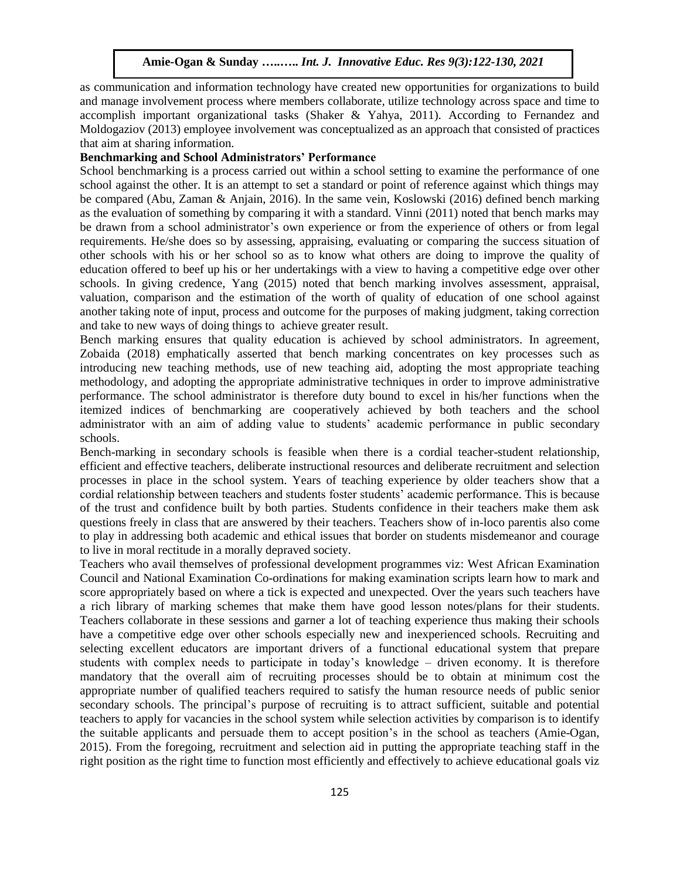as communication and information technology have created new opportunities for organizations to build and manage involvement process where members collaborate, utilize technology across space and time to accomplish important organizational tasks (Shaker & Yahya, 2011). According to Fernandez and Moldogaziov (2013) employee involvement was conceptualized as an approach that consisted of practices that aim at sharing information.

**Benchmarking and School Administrators' Performance**

School benchmarking is a process carried out within a school setting to examine the performance of one school against the other. It is an attempt to set a standard or point of reference against which things may be compared (Abu, Zaman & Anjain, 2016). In the same vein, Koslowski (2016) defined bench marking as the evaluation of something by comparing it with a standard. Vinni (2011) noted that bench marks may be drawn from a school administrator's own experience or from the experience of others or from legal requirements. He/she does so by assessing, appraising, evaluating or comparing the success situation of other schools with his or her school so as to know what others are doing to improve the quality of education offered to beef up his or her undertakings with a view to having a competitive edge over other schools. In giving credence, Yang (2015) noted that bench marking involves assessment, appraisal, valuation, comparison and the estimation of the worth of quality of education of one school against another taking note of input, process and outcome for the purposes of making judgment, taking correction and take to new ways of doing things to achieve greater result.

Bench marking ensures that quality education is achieved by school administrators. In agreement, Zobaida (2018) emphatically asserted that bench marking concentrates on key processes such as introducing new teaching methods, use of new teaching aid, adopting the most appropriate teaching methodology, and adopting the appropriate administrative techniques in order to improve administrative performance. The school administrator is therefore duty bound to excel in his/her functions when the itemized indices of benchmarking are cooperatively achieved by both teachers and the school administrator with an aim of adding value to students' academic performance in public secondary schools.

Bench-marking in secondary schools is feasible when there is a cordial teacher-student relationship, efficient and effective teachers, deliberate instructional resources and deliberate recruitment and selection processes in place in the school system. Years of teaching experience by older teachers show that a cordial relationship between teachers and students foster students' academic performance. This is because of the trust and confidence built by both parties. Students confidence in their teachers make them ask questions freely in class that are answered by their teachers. Teachers show of in-loco parentis also come to play in addressing both academic and ethical issues that border on students misdemeanor and courage to live in moral rectitude in a morally depraved society.

Teachers who avail themselves of professional development programmes viz: West African Examination Council and National Examination Co-ordinations for making examination scripts learn how to mark and score appropriately based on where a tick is expected and unexpected. Over the years such teachers have a rich library of marking schemes that make them have good lesson notes/plans for their students. Teachers collaborate in these sessions and garner a lot of teaching experience thus making their schools have a competitive edge over other schools especially new and inexperienced schools. Recruiting and selecting excellent educators are important drivers of a functional educational system that prepare students with complex needs to participate in today's knowledge – driven economy. It is therefore mandatory that the overall aim of recruiting processes should be to obtain at minimum cost the appropriate number of qualified teachers required to satisfy the human resource needs of public senior secondary schools. The principal's purpose of recruiting is to attract sufficient, suitable and potential teachers to apply for vacancies in the school system while selection activities by comparison is to identify the suitable applicants and persuade them to accept position's in the school as teachers (Amie-Ogan, 2015). From the foregoing, recruitment and selection aid in putting the appropriate teaching staff in the right position as the right time to function most efficiently and effectively to achieve educational goals viz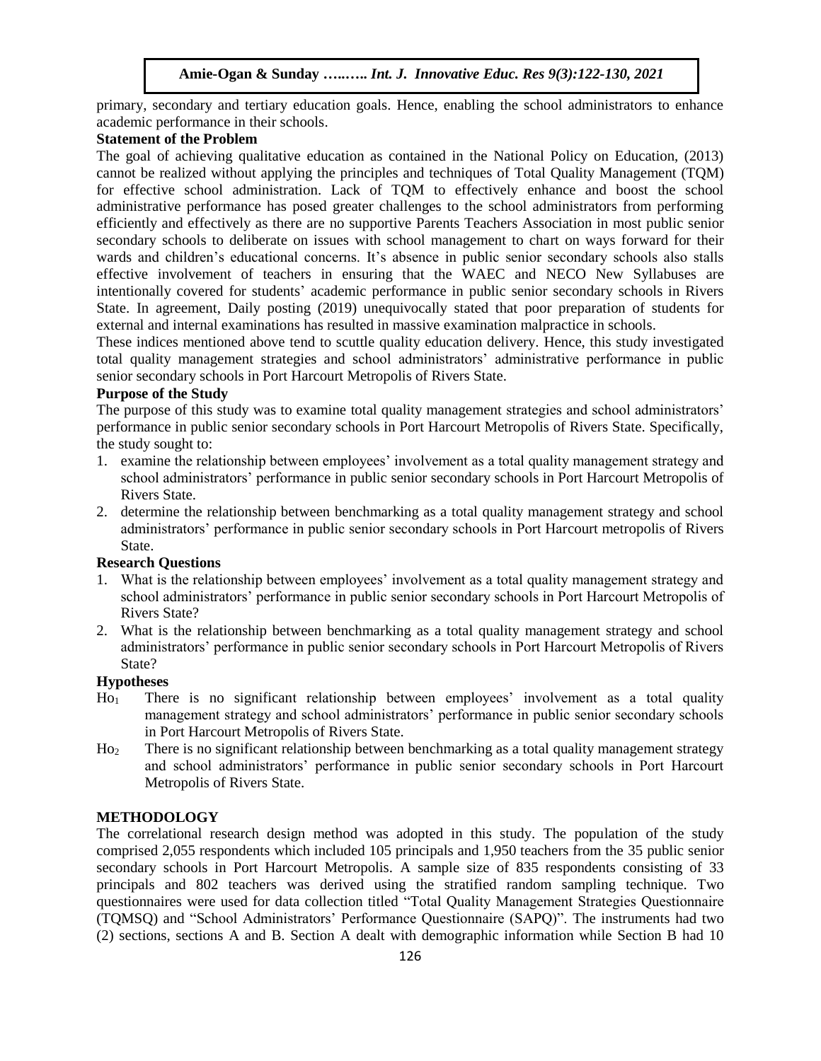primary, secondary and tertiary education goals. Hence, enabling the school administrators to enhance academic performance in their schools.

### Statement of the Problem

The goal of achieving qualitative education as contained in the National Policy on Education, (2013) cannot be realized without applying the principles and techniques of Total Quality Management (TQM) for effective school administration. Lack of TQM to effectively enhance and boost the school administrative performance has posed greater challenges to the school administrators from performing efficiently and effectively as there are no supportive Parents Teachers Association in most public senior secondary schools to deliberate on issues with school management to chart on ways forward for their wards and children's educational concerns. It's absence in public senior secondary schools also stalls effective involvement of teachers in ensuring that the WAEC and NECO New Syllabuses are intentionally covered for students' academic performance in public senior secondary schools in Rivers State. In agreement, Daily posting (2019) unequivocally stated that poor preparation of students for external and internal examinations has resulted in massive examination malpractice in schools.

These indices mentioned above tend to scuttle quality education delivery. Hence, this study investigated total quality management strategies and school administrators' administrative performance in public senior secondary schools in Port Harcourt Metropolis of Rivers State.

### Purpose of the Study

The purpose of this study was to examine total quality management strategies and school administrators' performance in public senior secondary schools in Port Harcourt Metropolis of Rivers State. Specifically, the study sought to:

1. examine the relationship between employees' involvement as a total quality management strategy and school administrators' performance in public senior secondary schools in Port Harcourt Metropolis of Rivers State.
2. determine the relationship between benchmarking as a total quality management strategy and school administrators' performance in public senior secondary schools in Port Harcourt metropolis of Rivers State.

### Research Questions

1. What is the relationship between employees' involvement as a total quality management strategy and school administrators' performance in public senior secondary schools in Port Harcourt Metropolis of Rivers State?
2. What is the relationship between benchmarking as a total quality management strategy and school administrators' performance in public senior secondary schools in Port Harcourt Metropolis of Rivers State?

### Hypotheses

$Ho_1$ There is no significant relationship between employees' involvement as a total quality management strategy and school administrators' performance in public senior secondary schools in Port Harcourt Metropolis of Rivers State.

$Ho_2$ There is no significant relationship between benchmarking as a total quality management strategy and school administrators' performance in public senior secondary schools in Port Harcourt Metropolis of Rivers State.

## METHODOLOGY

The correlational research design method was adopted in this study. The population of the study comprised 2,055 respondents which included 105 principals and 1,950 teachers from the 35 public senior secondary schools in Port Harcourt Metropolis. A sample size of 835 respondents consisting of 33 principals and 802 teachers was derived using the stratified random sampling technique. Two questionnaires were used for data collection titled "Total Quality Management Strategies Questionnaire (TQMSQ) and "School Administrators' Performance Questionnaire (SAPQ)". The instruments had two (2) sections, sections A and B. Section A dealt with demographic information while Section B had 10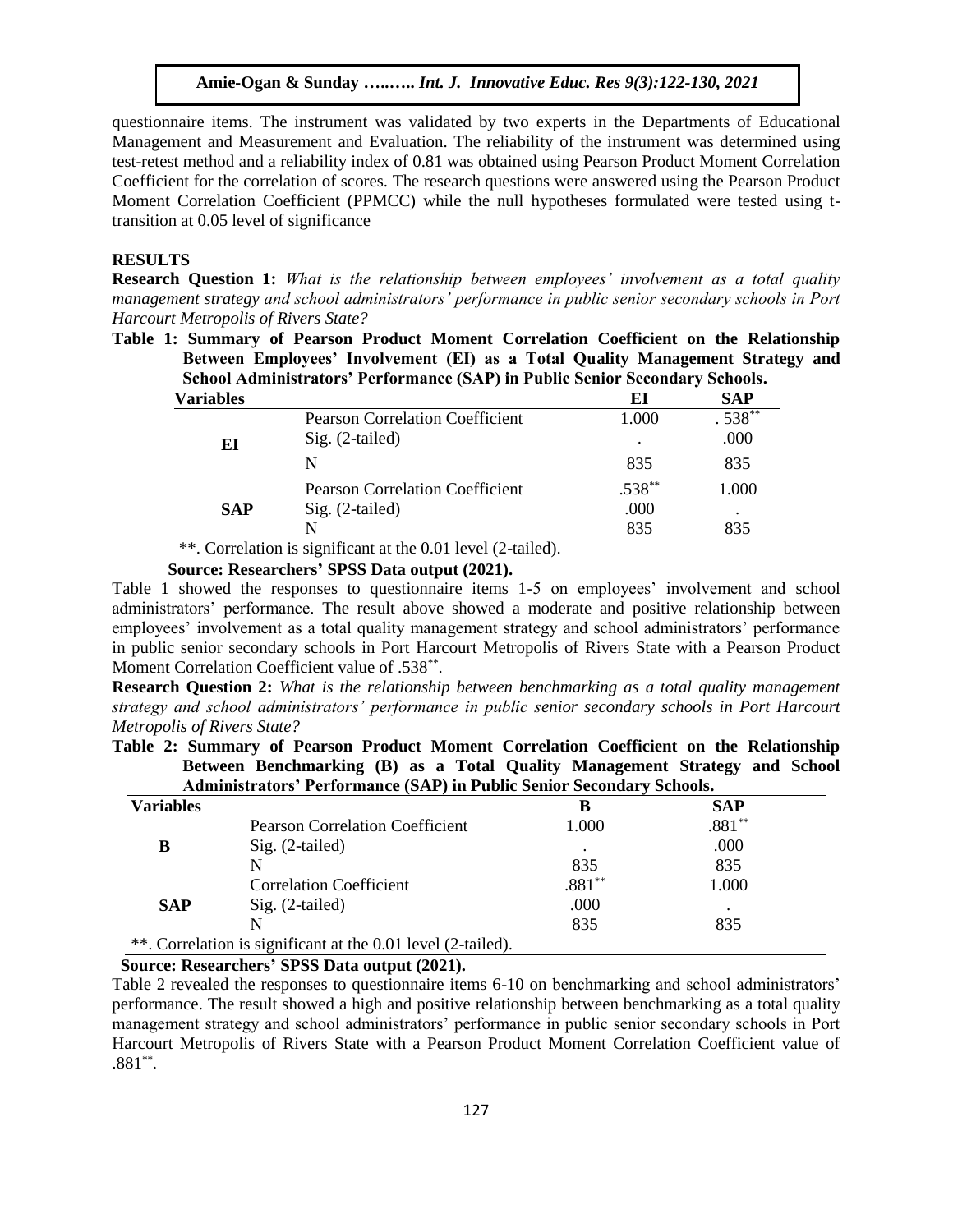questionnaire items. The instrument was validated by two experts in the Departments of Educational Management and Measurement and Evaluation. The reliability of the instrument was determined using test-retest method and a reliability index of 0.81 was obtained using Pearson Product Moment Correlation Coefficient for the correlation of scores. The research questions were answered using the Pearson Product Moment Correlation Coefficient (PPMCC) while the null hypotheses formulated were tested using t-transition at 0.05 level of significance

## RESULTS

**Research Question 1:** *What is the relationship between employees' involvement as a total quality management strategy and school administrators' performance in public senior secondary schools in Port Harcourt Metropolis of Rivers State?*

**Table 1: Summary of Pearson Product Moment Correlation Coefficient on the Relationship Between Employees' Involvement (EI) as a Total Quality Management Strategy and School Administrators' Performance (SAP) in Public Senior Secondary Schools.**

| Variables | | EI | SAP |
|---|---|---|---|
| EI | Pearson Correlation Coefficient | 1.000 | .538** |
| | Sig. (2-tailed) | . | .000 |
| | N | 835 | 835 |
| SAP | Pearson Correlation Coefficient | .538** | 1.000 |
| | Sig. (2-tailed) | .000 | . |
| | N | 835 | 835 |
| **. Correlation is significant at the 0.01 level (2-tailed). | | | |

**Source: Researchers' SPSS Data output (2021).**

Table 1 showed the responses to questionnaire items 1-5 on employees' involvement and school administrators' performance. The result above showed a moderate and positive relationship between employees' involvement as a total quality management strategy and school administrators' performance in public senior secondary schools in Port Harcourt Metropolis of Rivers State with a Pearson Product Moment Correlation Coefficient value of .538**.

**Research Question 2:** *What is the relationship between benchmarking as a total quality management strategy and school administrators' performance in public senior secondary schools in Port Harcourt Metropolis of Rivers State?*

**Table 2: Summary of Pearson Product Moment Correlation Coefficient on the Relationship Between Benchmarking (B) as a Total Quality Management Strategy and School Administrators' Performance (SAP) in Public Senior Secondary Schools.**

| Variables | | B | SAP |
|---|---|---|---|
| B | Pearson Correlation Coefficient | 1.000 | .881** |
| | Sig. (2-tailed) | . | .000 |
| | N | 835 | 835 |
| SAP | Correlation Coefficient | .881** | 1.000 |
| | Sig. (2-tailed) | .000 | . |
| | N | 835 | 835 |
| **. Correlation is significant at the 0.01 level (2-tailed). | | | |

**Source: Researchers' SPSS Data output (2021).**

Table 2 revealed the responses to questionnaire items 6-10 on benchmarking and school administrators' performance. The result showed a high and positive relationship between benchmarking as a total quality management strategy and school administrators' performance in public senior secondary schools in Port Harcourt Metropolis of Rivers State with a Pearson Product Moment Correlation Coefficient value of .881**.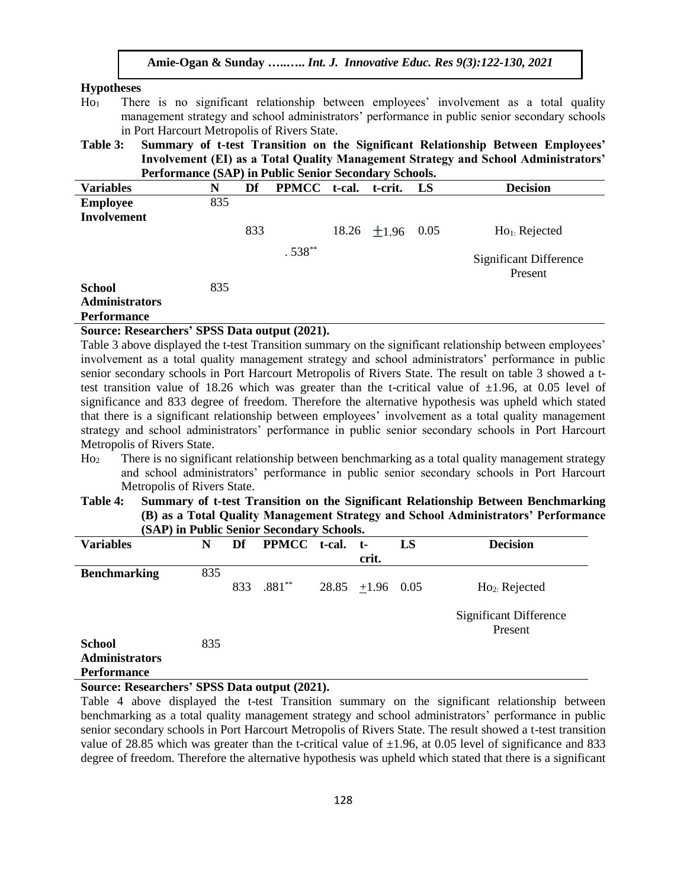**Hypotheses**

$Ho_1$ There is no significant relationship between employees' involvement as a total quality management strategy and school administrators' performance in public senior secondary schools in Port Harcourt Metropolis of Rivers State.

**Table 3: Summary of t-test Transition on the Significant Relationship Between Employees' Involvement (EI) as a Total Quality Management Strategy and School Administrators' Performance (SAP) in Public Senior Secondary Schools.**

| Variables | N | Df | PPMCC | t-cal. | t-crit. | LS | Decision |
|---|---|---|---|---|---|---|---|
| **Employee Involvement** | 835 | | | | | | |
| | | 833 | $.538^{**}$ | 18.26 | $\pm 1.96$ | 0.05 | $Ho_1$: Rejected<br>Significant Difference Present |
| **School Administrators Performance** | 835 | | | | | | |

**Source: Researchers' SPSS Data output (2021).**

Table 3 above displayed the t-test Transition summary on the significant relationship between employees' involvement as a total quality management strategy and school administrators' performance in public senior secondary schools in Port Harcourt Metropolis of Rivers State. The result on table 3 showed a t-test transition value of 18.26 which was greater than the t-critical value of ±1.96, at 0.05 level of significance and 833 degree of freedom. Therefore the alternative hypothesis was upheld which stated that there is a significant relationship between employees' involvement as a total quality management strategy and school administrators' performance in public senior secondary schools in Port Harcourt Metropolis of Rivers State.

$Ho_2$ There is no significant relationship between benchmarking as a total quality management strategy and school administrators' performance in public senior secondary schools in Port Harcourt Metropolis of Rivers State.

**Table 4: Summary of t-test Transition on the Significant Relationship Between Benchmarking (B) as a Total Quality Management Strategy and School Administrators' Performance (SAP) in Public Senior Secondary Schools.**

| Variables | N | Df | PPMCC | t-cal. | t-crit. | LS | Decision |
|---|---|---|---|---|---|---|---|
| **Benchmarking** | 835 | | | | | | |
| | | 833 | $.881^{**}$ | 28.85 | $\pm 1.96$ | 0.05 | $Ho_2$: Rejected<br>Significant Difference Present |
| **School Administrators Performance** | 835 | | | | | | |

**Source: Researchers' SPSS Data output (2021).**

Table 4 above displayed the t-test Transition summary on the significant relationship between benchmarking as a total quality management strategy and school administrators' performance in public senior secondary schools in Port Harcourt Metropolis of Rivers State. The result showed a t-test transition value of 28.85 which was greater than the t-critical value of ±1.96, at 0.05 level of significance and 833 degree of freedom. Therefore the alternative hypothesis was upheld which stated that there is a significant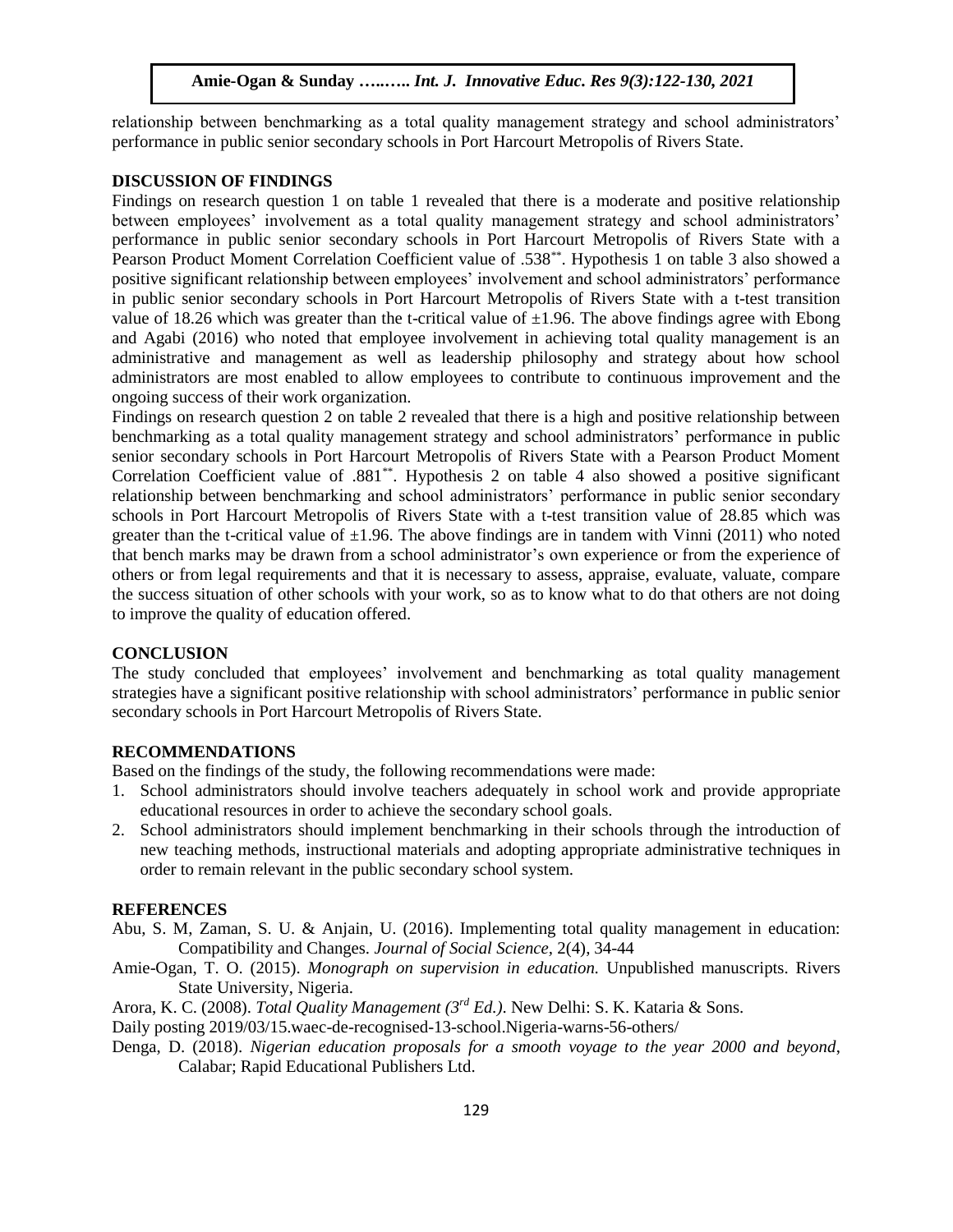relationship between benchmarking as a total quality management strategy and school administrators' performance in public senior secondary schools in Port Harcourt Metropolis of Rivers State.

## DISCUSSION OF FINDINGS

Findings on research question 1 on table 1 revealed that there is a moderate and positive relationship between employees' involvement as a total quality management strategy and school administrators' performance in public senior secondary schools in Port Harcourt Metropolis of Rivers State with a Pearson Product Moment Correlation Coefficient value of .538**. Hypothesis 1 on table 3 also showed a positive significant relationship between employees' involvement and school administrators' performance in public senior secondary schools in Port Harcourt Metropolis of Rivers State with a t-test transition value of 18.26 which was greater than the t-critical value of ±1.96. The above findings agree with Ebong and Agabi (2016) who noted that employee involvement in achieving total quality management is an administrative and management as well as leadership philosophy and strategy about how school administrators are most enabled to allow employees to contribute to continuous improvement and the ongoing success of their work organization.

Findings on research question 2 on table 2 revealed that there is a high and positive relationship between benchmarking as a total quality management strategy and school administrators' performance in public senior secondary schools in Port Harcourt Metropolis of Rivers State with a Pearson Product Moment Correlation Coefficient value of .881**. Hypothesis 2 on table 4 also showed a positive significant relationship between benchmarking and school administrators' performance in public senior secondary schools in Port Harcourt Metropolis of Rivers State with a t-test transition value of 28.85 which was greater than the t-critical value of ±1.96. The above findings are in tandem with Vinni (2011) who noted that bench marks may be drawn from a school administrator's own experience or from the experience of others or from legal requirements and that it is necessary to assess, appraise, evaluate, valuate, compare the success situation of other schools with your work, so as to know what to do that others are not doing to improve the quality of education offered.

## CONCLUSION

The study concluded that employees' involvement and benchmarking as total quality management strategies have a significant positive relationship with school administrators' performance in public senior secondary schools in Port Harcourt Metropolis of Rivers State.

## RECOMMENDATIONS

Based on the findings of the study, the following recommendations were made:

1. School administrators should involve teachers adequately in school work and provide appropriate educational resources in order to achieve the secondary school goals.
2. School administrators should implement benchmarking in their schools through the introduction of new teaching methods, instructional materials and adopting appropriate administrative techniques in order to remain relevant in the public secondary school system.

## REFERENCES

Abu, S. M, Zaman, S. U. & Anjain, U. (2016). Implementing total quality management in education: Compatibility and Changes. *Journal of Social Science*, 2(4), 34-44

Amie-Ogan, T. O. (2015). *Monograph on supervision in education.* Unpublished manuscripts. Rivers State University, Nigeria.

Arora, K. C. (2008). *Total Quality Management (3rd Ed.)*. New Delhi: S. K. Kataria & Sons.

Daily posting 2019/03/15.waec-de-recognised-13-school.Nigeria-warns-56-others/

Denga, D. (2018). *Nigerian education proposals for a smooth voyage to the year 2000 and beyond*, Calabar; Rapid Educational Publishers Ltd.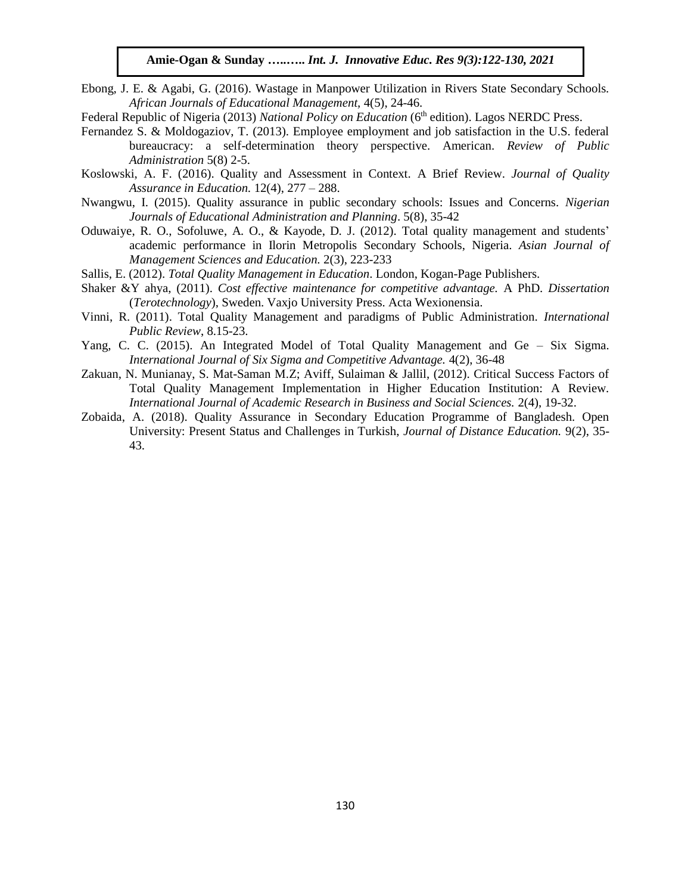Ebong, J. E. & Agabi, G. (2016). Wastage in Manpower Utilization in Rivers State Secondary Schools. *African Journals of Educational Management,* 4(5), 24-46.

Federal Republic of Nigeria (2013) *National Policy on Education* (6th edition). Lagos NERDC Press.

Fernandez S. & Moldogaziov, T. (2013). Employee employment and job satisfaction in the U.S. federal bureaucracy: a self-determination theory perspective. American. *Review of Public Administration* 5(8) 2-5.

Koslowski, A. F. (2016). Quality and Assessment in Context. A Brief Review. *Journal of Quality Assurance in Education.* 12(4), 277 – 288.

Nwangwu, I. (2015). Quality assurance in public secondary schools: Issues and Concerns. *Nigerian Journals of Educational Administration and Planning*. 5(8), 35-42

Oduwaiye, R. O., Sofoluwe, A. O., & Kayode, D. J. (2012). Total quality management and students' academic performance in Ilorin Metropolis Secondary Schools, Nigeria. *Asian Journal of Management Sciences and Education.* 2(3), 223-233

Sallis, E. (2012). *Total Quality Management in Education*. London, Kogan-Page Publishers.

Shaker &Y ahya, (2011). *Cost effective maintenance for competitive advantage.* A PhD. *Dissertation* (*Terotechnology*), Sweden. Vaxjo University Press. Acta Wexionensia.

Vinni, R. (2011). Total Quality Management and paradigms of Public Administration. *International Public Review*, 8.15-23.

Yang, C. C. (2015). An Integrated Model of Total Quality Management and Ge – Six Sigma. *International Journal of Six Sigma and Competitive Advantage.* 4(2), 36-48

Zakuan, N. Munianay, S. Mat-Saman M.Z; Aviff, Sulaiman & Jallil, (2012). Critical Success Factors of Total Quality Management Implementation in Higher Education Institution: A Review. *International Journal of Academic Research in Business and Social Sciences.* 2(4), 19-32.

Zobaida, A. (2018). Quality Assurance in Secondary Education Programme of Bangladesh. Open University: Present Status and Challenges in Turkish, *Journal of Distance Education.* 9(2), 35-43.